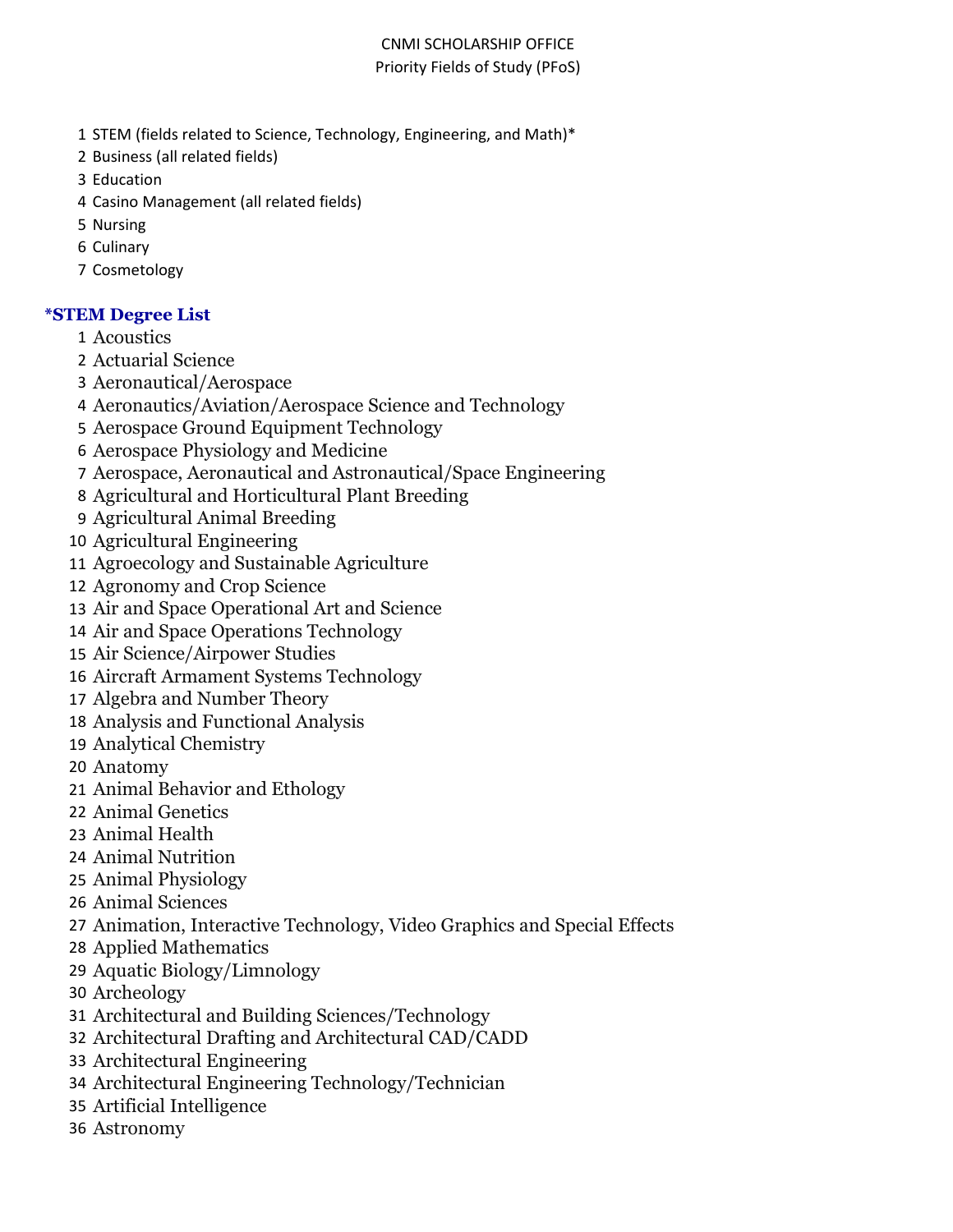# CNMI SCHOLARSHIP OFFICE

## Priority Fields of Study (PFoS)

1. STEM (fields related to Science, Technology, Engineering, and Math)*
2. Business (all related fields)
3. Education
4. Casino Management (all related fields)
5. Nursing
6. Culinary
7. Cosmetology

### *STEM Degree List

1. Acoustics
2. Actuarial Science
3. Aeronautical/Aerospace
4. Aeronautics/Aviation/Aerospace Science and Technology
5. Aerospace Ground Equipment Technology
6. Aerospace Physiology and Medicine
7. Aerospace, Aeronautical and Astronautical/Space Engineering
8. Agricultural and Horticultural Plant Breeding
9. Agricultural Animal Breeding
10. Agricultural Engineering
11. Agroecology and Sustainable Agriculture
12. Agronomy and Crop Science
13. Air and Space Operational Art and Science
14. Air and Space Operations Technology
15. Air Science/Airpower Studies
16. Aircraft Armament Systems Technology
17. Algebra and Number Theory
18. Analysis and Functional Analysis
19. Analytical Chemistry
20. Anatomy
21. Animal Behavior and Ethology
22. Animal Genetics
23. Animal Health
24. Animal Nutrition
25. Animal Physiology
26. Animal Sciences
27. Animation, Interactive Technology, Video Graphics and Special Effects
28. Applied Mathematics
29. Aquatic Biology/Limnology
30. Archeology
31. Architectural and Building Sciences/Technology
32. Architectural Drafting and Architectural CAD/CADD
33. Architectural Engineering
34. Architectural Engineering Technology/Technician
35. Artificial Intelligence
36. Astronomy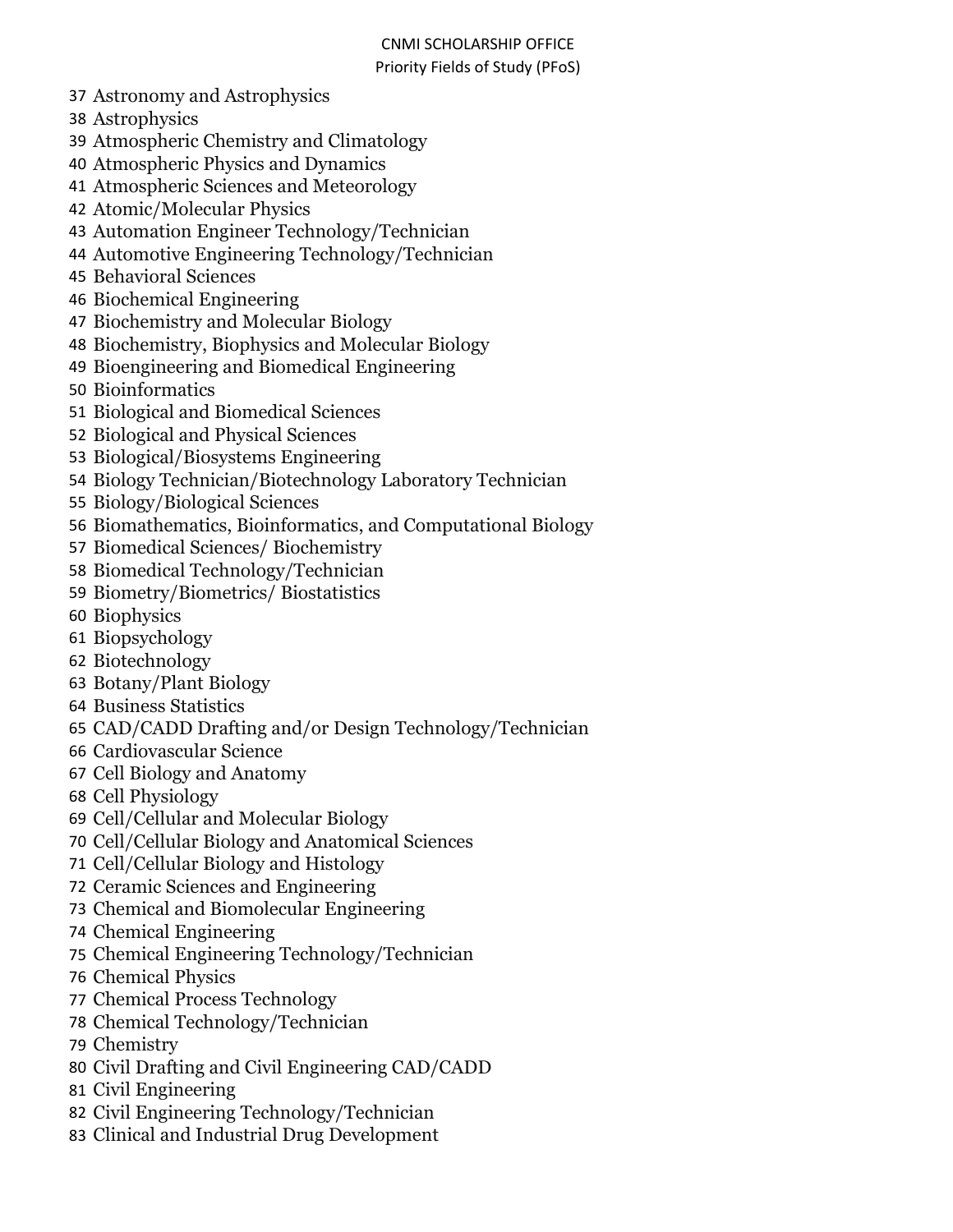37. Astronomy and Astrophysics
38. Astrophysics
39. Atmospheric Chemistry and Climatology
40. Atmospheric Physics and Dynamics
41. Atmospheric Sciences and Meteorology
42. Atomic/Molecular Physics
43. Automation Engineer Technology/Technician
44. Automotive Engineering Technology/Technician
45. Behavioral Sciences
46. Biochemical Engineering
47. Biochemistry and Molecular Biology
48. Biochemistry, Biophysics and Molecular Biology
49. Bioengineering and Biomedical Engineering
50. Bioinformatics
51. Biological and Biomedical Sciences
52. Biological and Physical Sciences
53. Biological/Biosystems Engineering
54. Biology Technician/Biotechnology Laboratory Technician
55. Biology/Biological Sciences
56. Biomathematics, Bioinformatics, and Computational Biology
57. Biomedical Sciences/ Biochemistry
58. Biomedical Technology/Technician
59. Biometry/Biometrics/ Biostatistics
60. Biophysics
61. Biopsychology
62. Biotechnology
63. Botany/Plant Biology
64. Business Statistics
65. CAD/CADD Drafting and/or Design Technology/Technician
66. Cardiovascular Science
67. Cell Biology and Anatomy
68. Cell Physiology
69. Cell/Cellular and Molecular Biology
70. Cell/Cellular Biology and Anatomical Sciences
71. Cell/Cellular Biology and Histology
72. Ceramic Sciences and Engineering
73. Chemical and Biomolecular Engineering
74. Chemical Engineering
75. Chemical Engineering Technology/Technician
76. Chemical Physics
77. Chemical Process Technology
78. Chemical Technology/Technician
79. Chemistry
80. Civil Drafting and Civil Engineering CAD/CADD
81. Civil Engineering
82. Civil Engineering Technology/Technician
83. Clinical and Industrial Drug Development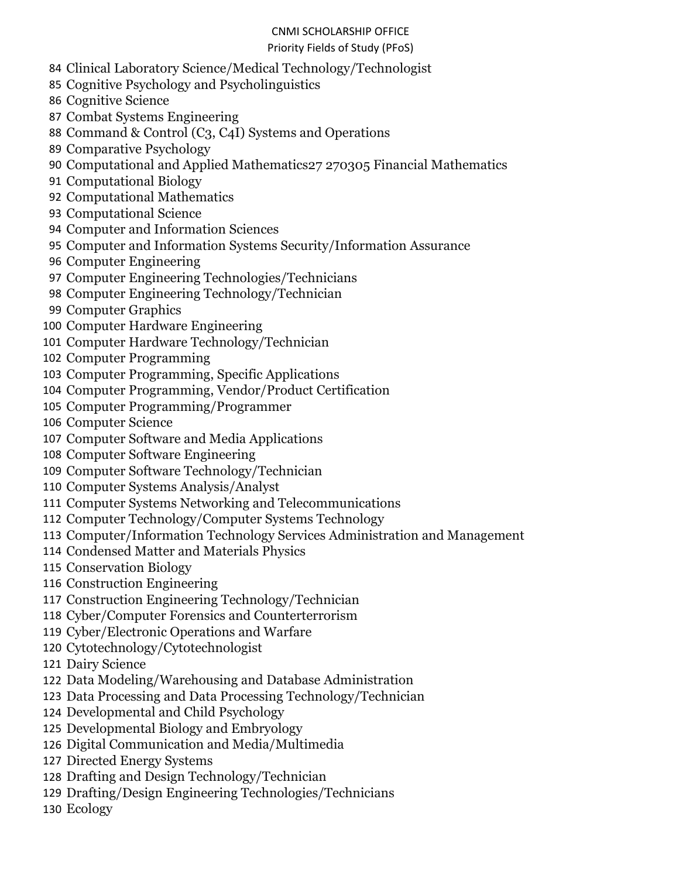84. Clinical Laboratory Science/Medical Technology/Technologist
85. Cognitive Psychology and Psycholinguistics
86. Cognitive Science
87. Combat Systems Engineering
88. Command & Control (C3, C4I) Systems and Operations
89. Comparative Psychology
90. Computational and Applied Mathematics27 270305 Financial Mathematics
91. Computational Biology
92. Computational Mathematics
93. Computational Science
94. Computer and Information Sciences
95. Computer and Information Systems Security/Information Assurance
96. Computer Engineering
97. Computer Engineering Technologies/Technicians
98. Computer Engineering Technology/Technician
99. Computer Graphics
100. Computer Hardware Engineering
101. Computer Hardware Technology/Technician
102. Computer Programming
103. Computer Programming, Specific Applications
104. Computer Programming, Vendor/Product Certification
105. Computer Programming/Programmer
106. Computer Science
107. Computer Software and Media Applications
108. Computer Software Engineering
109. Computer Software Technology/Technician
110. Computer Systems Analysis/Analyst
111. Computer Systems Networking and Telecommunications
112. Computer Technology/Computer Systems Technology
113. Computer/Information Technology Services Administration and Management
114. Condensed Matter and Materials Physics
115. Conservation Biology
116. Construction Engineering
117. Construction Engineering Technology/Technician
118. Cyber/Computer Forensics and Counterterrorism
119. Cyber/Electronic Operations and Warfare
120. Cytotechnology/Cytotechnologist
121. Dairy Science
122. Data Modeling/Warehousing and Database Administration
123. Data Processing and Data Processing Technology/Technician
124. Developmental and Child Psychology
125. Developmental Biology and Embryology
126. Digital Communication and Media/Multimedia
127. Directed Energy Systems
128. Drafting and Design Technology/Technician
129. Drafting/Design Engineering Technologies/Technicians
130. Ecology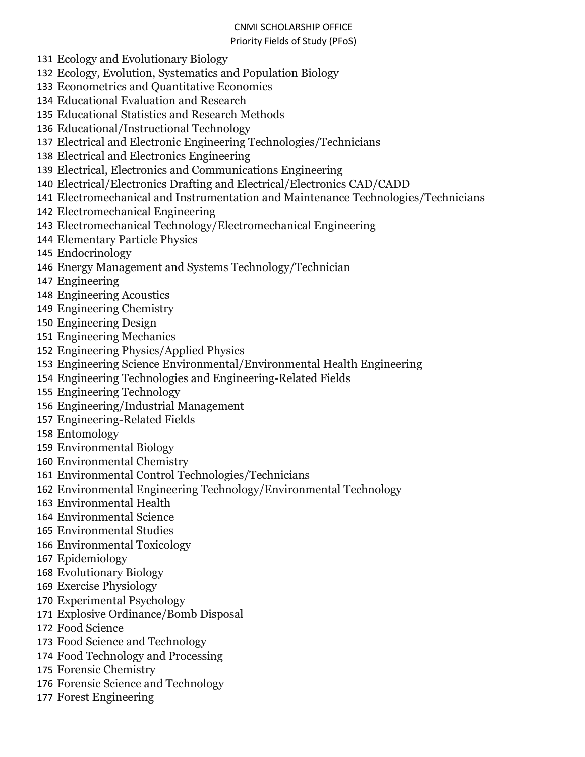131 Ecology and Evolutionary Biology
132 Ecology, Evolution, Systematics and Population Biology
133 Econometrics and Quantitative Economics
134 Educational Evaluation and Research
135 Educational Statistics and Research Methods
136 Educational/Instructional Technology
137 Electrical and Electronic Engineering Technologies/Technicians
138 Electrical and Electronics Engineering
139 Electrical, Electronics and Communications Engineering
140 Electrical/Electronics Drafting and Electrical/Electronics CAD/CADD
141 Electromechanical and Instrumentation and Maintenance Technologies/Technicians
142 Electromechanical Engineering
143 Electromechanical Technology/Electromechanical Engineering
144 Elementary Particle Physics
145 Endocrinology
146 Energy Management and Systems Technology/Technician
147 Engineering
148 Engineering Acoustics
149 Engineering Chemistry
150 Engineering Design
151 Engineering Mechanics
152 Engineering Physics/Applied Physics
153 Engineering Science Environmental/Environmental Health Engineering
154 Engineering Technologies and Engineering-Related Fields
155 Engineering Technology
156 Engineering/Industrial Management
157 Engineering-Related Fields
158 Entomology
159 Environmental Biology
160 Environmental Chemistry
161 Environmental Control Technologies/Technicians
162 Environmental Engineering Technology/Environmental Technology
163 Environmental Health
164 Environmental Science
165 Environmental Studies
166 Environmental Toxicology
167 Epidemiology
168 Evolutionary Biology
169 Exercise Physiology
170 Experimental Psychology
171 Explosive Ordinance/Bomb Disposal
172 Food Science
173 Food Science and Technology
174 Food Technology and Processing
175 Forensic Chemistry
176 Forensic Science and Technology
177 Forest Engineering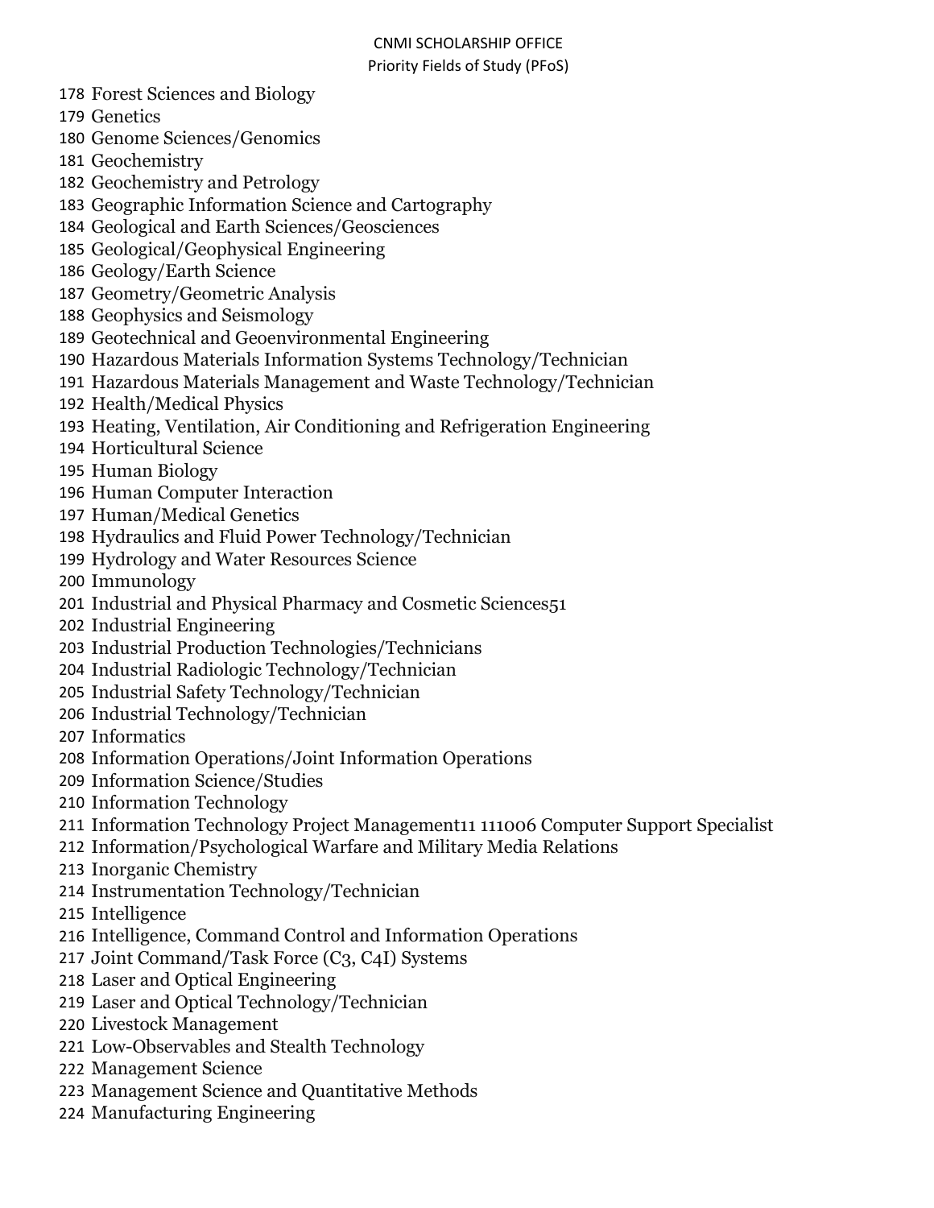178 Forest Sciences and Biology

179 Genetics

180 Genome Sciences/Genomics

181 Geochemistry

182 Geochemistry and Petrology

183 Geographic Information Science and Cartography

184 Geological and Earth Sciences/Geosciences

185 Geological/Geophysical Engineering

186 Geology/Earth Science

187 Geometry/Geometric Analysis

188 Geophysics and Seismology

189 Geotechnical and Geoenvironmental Engineering

190 Hazardous Materials Information Systems Technology/Technician

191 Hazardous Materials Management and Waste Technology/Technician

192 Health/Medical Physics

193 Heating, Ventilation, Air Conditioning and Refrigeration Engineering

194 Horticultural Science

195 Human Biology

196 Human Computer Interaction

197 Human/Medical Genetics

198 Hydraulics and Fluid Power Technology/Technician

199 Hydrology and Water Resources Science

200 Immunology

201 Industrial and Physical Pharmacy and Cosmetic Sciences51

202 Industrial Engineering

203 Industrial Production Technologies/Technicians

204 Industrial Radiologic Technology/Technician

205 Industrial Safety Technology/Technician

206 Industrial Technology/Technician

207 Informatics

208 Information Operations/Joint Information Operations

209 Information Science/Studies

210 Information Technology

211 Information Technology Project Management11 111006 Computer Support Specialist

212 Information/Psychological Warfare and Military Media Relations

213 Inorganic Chemistry

214 Instrumentation Technology/Technician

215 Intelligence

216 Intelligence, Command Control and Information Operations

217 Joint Command/Task Force (C3, C4I) Systems

218 Laser and Optical Engineering

219 Laser and Optical Technology/Technician

220 Livestock Management

221 Low-Observables and Stealth Technology

222 Management Science

223 Management Science and Quantitative Methods

224 Manufacturing Engineering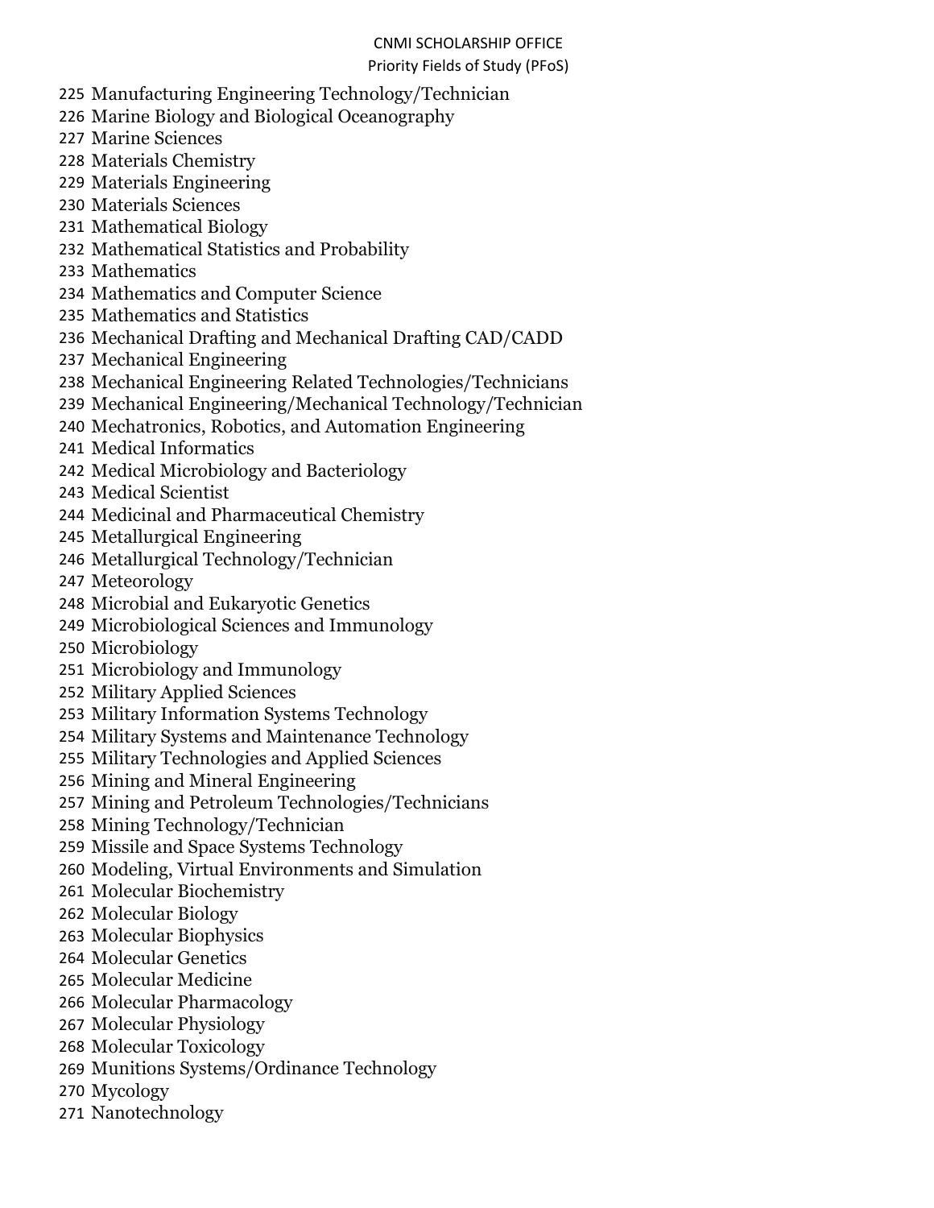225 Manufacturing Engineering Technology/Technician
226 Marine Biology and Biological Oceanography
227 Marine Sciences
228 Materials Chemistry
229 Materials Engineering
230 Materials Sciences
231 Mathematical Biology
232 Mathematical Statistics and Probability
233 Mathematics
234 Mathematics and Computer Science
235 Mathematics and Statistics
236 Mechanical Drafting and Mechanical Drafting CAD/CADD
237 Mechanical Engineering
238 Mechanical Engineering Related Technologies/Technicians
239 Mechanical Engineering/Mechanical Technology/Technician
240 Mechatronics, Robotics, and Automation Engineering
241 Medical Informatics
242 Medical Microbiology and Bacteriology
243 Medical Scientist
244 Medicinal and Pharmaceutical Chemistry
245 Metallurgical Engineering
246 Metallurgical Technology/Technician
247 Meteorology
248 Microbial and Eukaryotic Genetics
249 Microbiological Sciences and Immunology
250 Microbiology
251 Microbiology and Immunology
252 Military Applied Sciences
253 Military Information Systems Technology
254 Military Systems and Maintenance Technology
255 Military Technologies and Applied Sciences
256 Mining and Mineral Engineering
257 Mining and Petroleum Technologies/Technicians
258 Mining Technology/Technician
259 Missile and Space Systems Technology
260 Modeling, Virtual Environments and Simulation
261 Molecular Biochemistry
262 Molecular Biology
263 Molecular Biophysics
264 Molecular Genetics
265 Molecular Medicine
266 Molecular Pharmacology
267 Molecular Physiology
268 Molecular Toxicology
269 Munitions Systems/Ordinance Technology
270 Mycology
271 Nanotechnology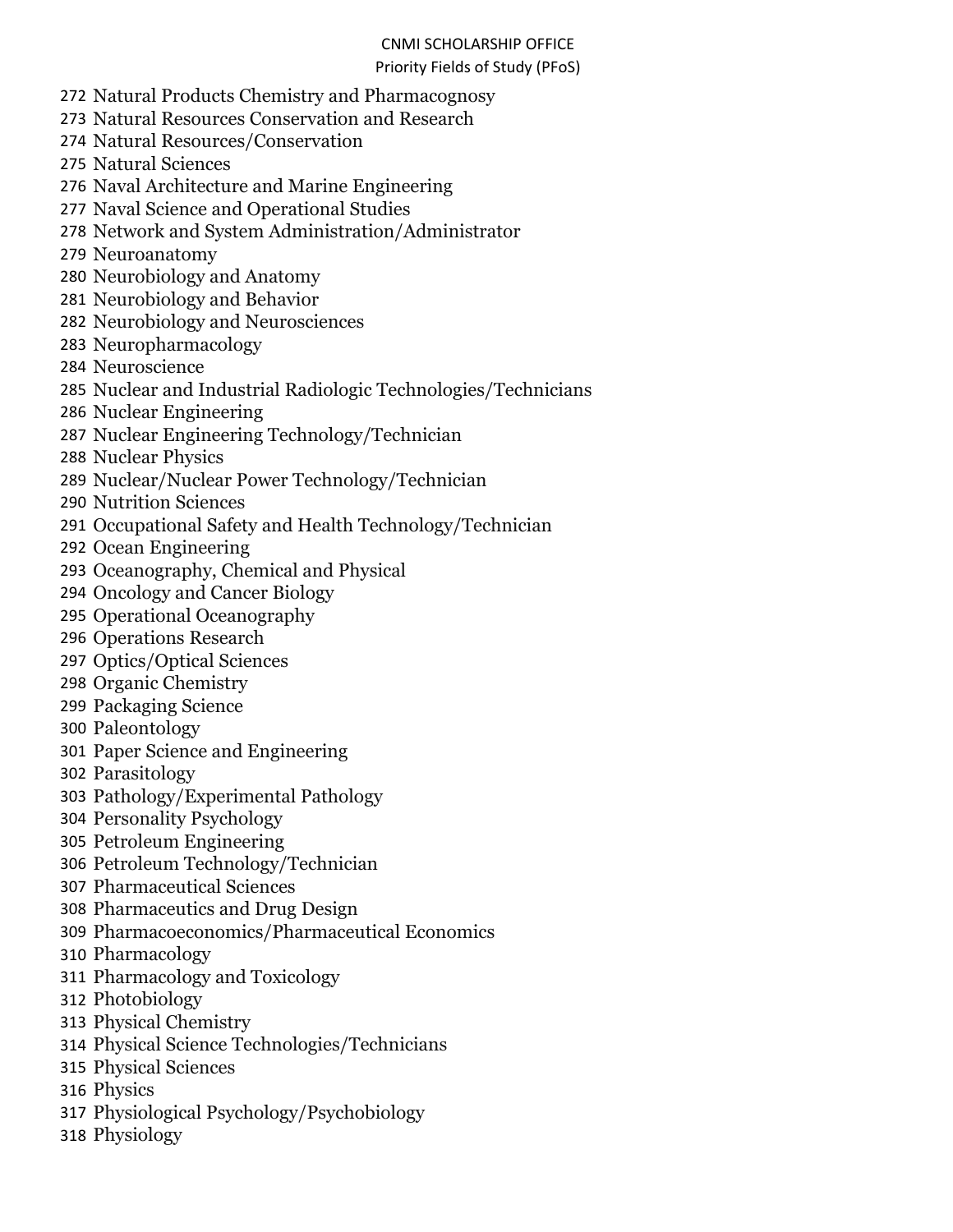272 Natural Products Chemistry and Pharmacognosy
273 Natural Resources Conservation and Research
274 Natural Resources/Conservation
275 Natural Sciences
276 Naval Architecture and Marine Engineering
277 Naval Science and Operational Studies
278 Network and System Administration/Administrator
279 Neuroanatomy
280 Neurobiology and Anatomy
281 Neurobiology and Behavior
282 Neurobiology and Neurosciences
283 Neuropharmacology
284 Neuroscience
285 Nuclear and Industrial Radiologic Technologies/Technicians
286 Nuclear Engineering
287 Nuclear Engineering Technology/Technician
288 Nuclear Physics
289 Nuclear/Nuclear Power Technology/Technician
290 Nutrition Sciences
291 Occupational Safety and Health Technology/Technician
292 Ocean Engineering
293 Oceanography, Chemical and Physical
294 Oncology and Cancer Biology
295 Operational Oceanography
296 Operations Research
297 Optics/Optical Sciences
298 Organic Chemistry
299 Packaging Science
300 Paleontology
301 Paper Science and Engineering
302 Parasitology
303 Pathology/Experimental Pathology
304 Personality Psychology
305 Petroleum Engineering
306 Petroleum Technology/Technician
307 Pharmaceutical Sciences
308 Pharmaceutics and Drug Design
309 Pharmacoeconomics/Pharmaceutical Economics
310 Pharmacology
311 Pharmacology and Toxicology
312 Photobiology
313 Physical Chemistry
314 Physical Science Technologies/Technicians
315 Physical Sciences
316 Physics
317 Physiological Psychology/Psychobiology
318 Physiology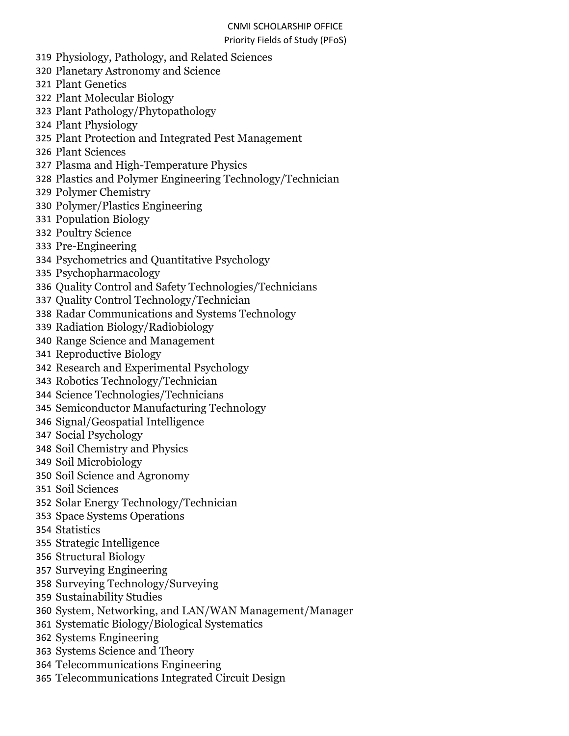319. Physiology, Pathology, and Related Sciences
320. Planetary Astronomy and Science
321. Plant Genetics
322. Plant Molecular Biology
323. Plant Pathology/Phytopathology
324. Plant Physiology
325. Plant Protection and Integrated Pest Management
326. Plant Sciences
327. Plasma and High-Temperature Physics
328. Plastics and Polymer Engineering Technology/Technician
329. Polymer Chemistry
330. Polymer/Plastics Engineering
331. Population Biology
332. Poultry Science
333. Pre-Engineering
334. Psychometrics and Quantitative Psychology
335. Psychopharmacology
336. Quality Control and Safety Technologies/Technicians
337. Quality Control Technology/Technician
338. Radar Communications and Systems Technology
339. Radiation Biology/Radiobiology
340. Range Science and Management
341. Reproductive Biology
342. Research and Experimental Psychology
343. Robotics Technology/Technician
344. Science Technologies/Technicians
345. Semiconductor Manufacturing Technology
346. Signal/Geospatial Intelligence
347. Social Psychology
348. Soil Chemistry and Physics
349. Soil Microbiology
350. Soil Science and Agronomy
351. Soil Sciences
352. Solar Energy Technology/Technician
353. Space Systems Operations
354. Statistics
355. Strategic Intelligence
356. Structural Biology
357. Surveying Engineering
358. Surveying Technology/Surveying
359. Sustainability Studies
360. System, Networking, and LAN/WAN Management/Manager
361. Systematic Biology/Biological Systematics
362. Systems Engineering
363. Systems Science and Theory
364. Telecommunications Engineering
365. Telecommunications Integrated Circuit Design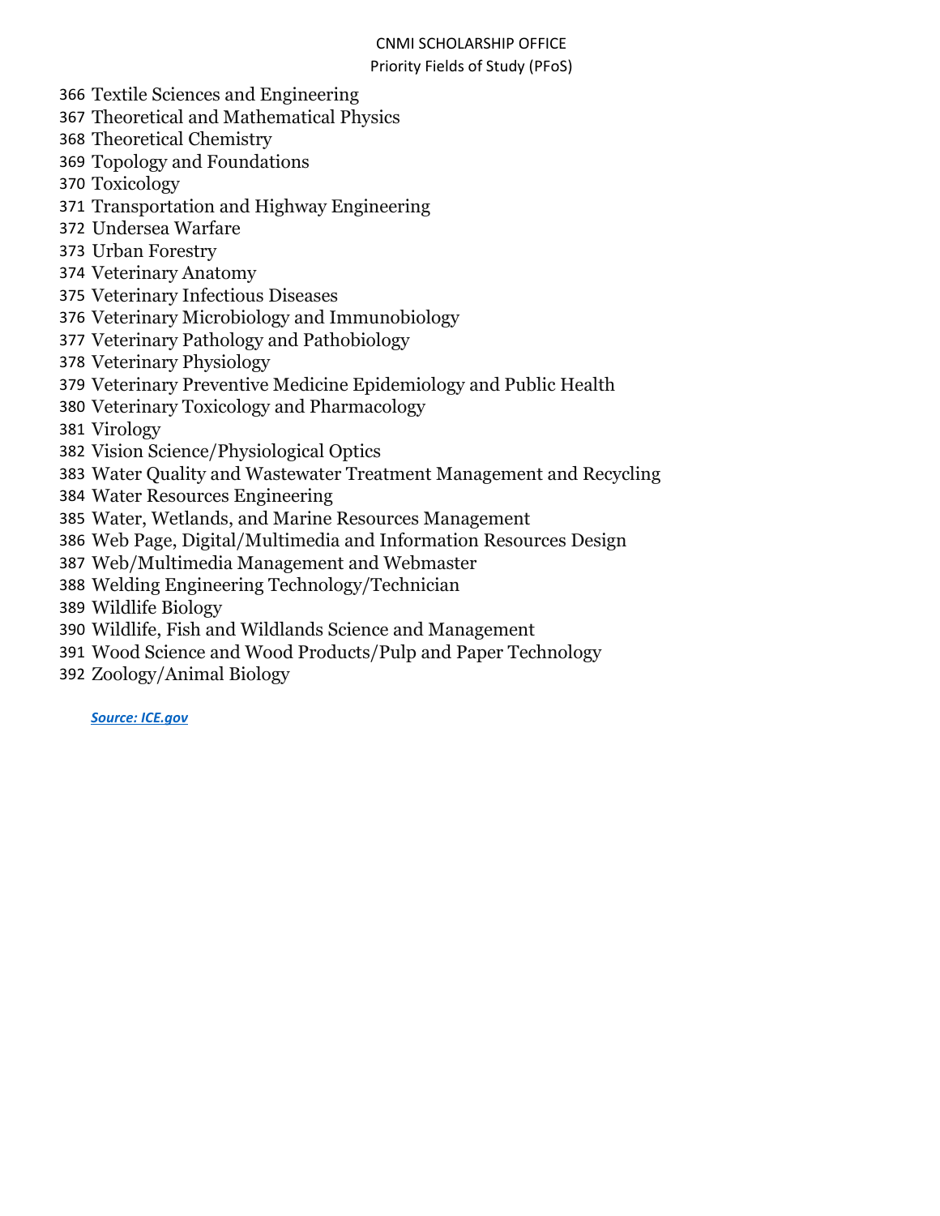366 Textile Sciences and Engineering
367 Theoretical and Mathematical Physics
368 Theoretical Chemistry
369 Topology and Foundations
370 Toxicology
371 Transportation and Highway Engineering
372 Undersea Warfare
373 Urban Forestry
374 Veterinary Anatomy
375 Veterinary Infectious Diseases
376 Veterinary Microbiology and Immunobiology
377 Veterinary Pathology and Pathobiology
378 Veterinary Physiology
379 Veterinary Preventive Medicine Epidemiology and Public Health
380 Veterinary Toxicology and Pharmacology
381 Virology
382 Vision Science/Physiological Optics
383 Water Quality and Wastewater Treatment Management and Recycling
384 Water Resources Engineering
385 Water, Wetlands, and Marine Resources Management
386 Web Page, Digital/Multimedia and Information Resources Design
387 Web/Multimedia Management and Webmaster
388 Welding Engineering Technology/Technician
389 Wildlife Biology
390 Wildlife, Fish and Wildlands Science and Management
391 Wood Science and Wood Products/Pulp and Paper Technology
392 Zoology/Animal Biology

*Source: ICE.gov*